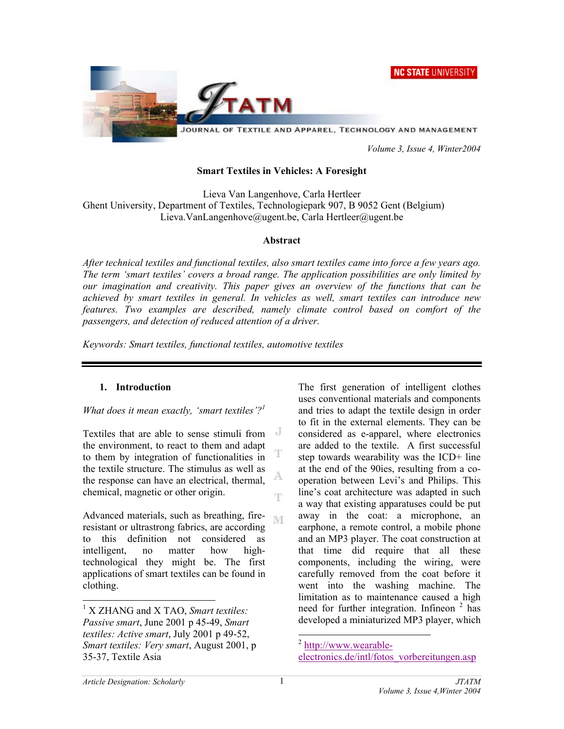# Smart Textiles in Vehicles: A Foresight

Lieva Van Langenhove, Carla Hertleer
Ghent University, Department of Textiles, Technologiepark 907, B 9052 Gent (Belgium)
Lieva.VanLangenhove@ugent.be, Carla Hertleer@ugent.be

## Abstract

*After technical textiles and functional textiles, also smart textiles came into force a few years ago. The term 'smart textiles' covers a broad range. The application possibilities are only limited by our imagination and creativity. This paper gives an overview of the functions that can be achieved by smart textiles in general. In vehicles as well, smart textiles can introduce new features. Two examples are described, namely climate control based on comfort of the passengers, and detection of reduced attention of a driver.*

*Keywords: Smart textiles, functional textiles, automotive textiles*

## 1. Introduction

*What does it mean exactly, 'smart textiles'?*[1]

Textiles that are able to sense stimuli from the environment, to react to them and adapt to them by integration of functionalities in the textile structure. The stimulus as well as the response can have an electrical, thermal, chemical, magnetic or other origin.

Advanced materials, such as breathing, fire-resistant or ultrastrong fabrics, are according to this definition not considered as intelligent, no matter how high-technological they might be. The first applications of smart textiles can be found in clothing.

The first generation of intelligent clothes uses conventional materials and components and tries to adapt the textile design in order to fit in the external elements. They can be considered as e-apparel, where electronics are added to the textile. A first successful step towards wearability was the ICD+ line at the end of the 90ies, resulting from a co-operation between Levi's and Philips. This line's coat architecture was adapted in such a way that existing apparatuses could be put away in the coat: a microphone, an earphone, a remote control, a mobile phone and an MP3 player. The coat construction at that time did require that all these components, including the wiring, were carefully removed from the coat before it went into the washing machine. The limitation as to maintenance caused a high need for further integration. Infineon [2] has developed a miniaturized MP3 player, which

---

[1] X ZHANG and X TAO, *Smart textiles: Passive smart*, June 2001 p 45-49, *Smart textiles: Active smart*, July 2001 p 49-52, *Smart textiles: Very smart*, August 2001, p 35-37, Textile Asia

[2] http://www.wearable-electronics.de/intl/fotos_vorbereitungen.asp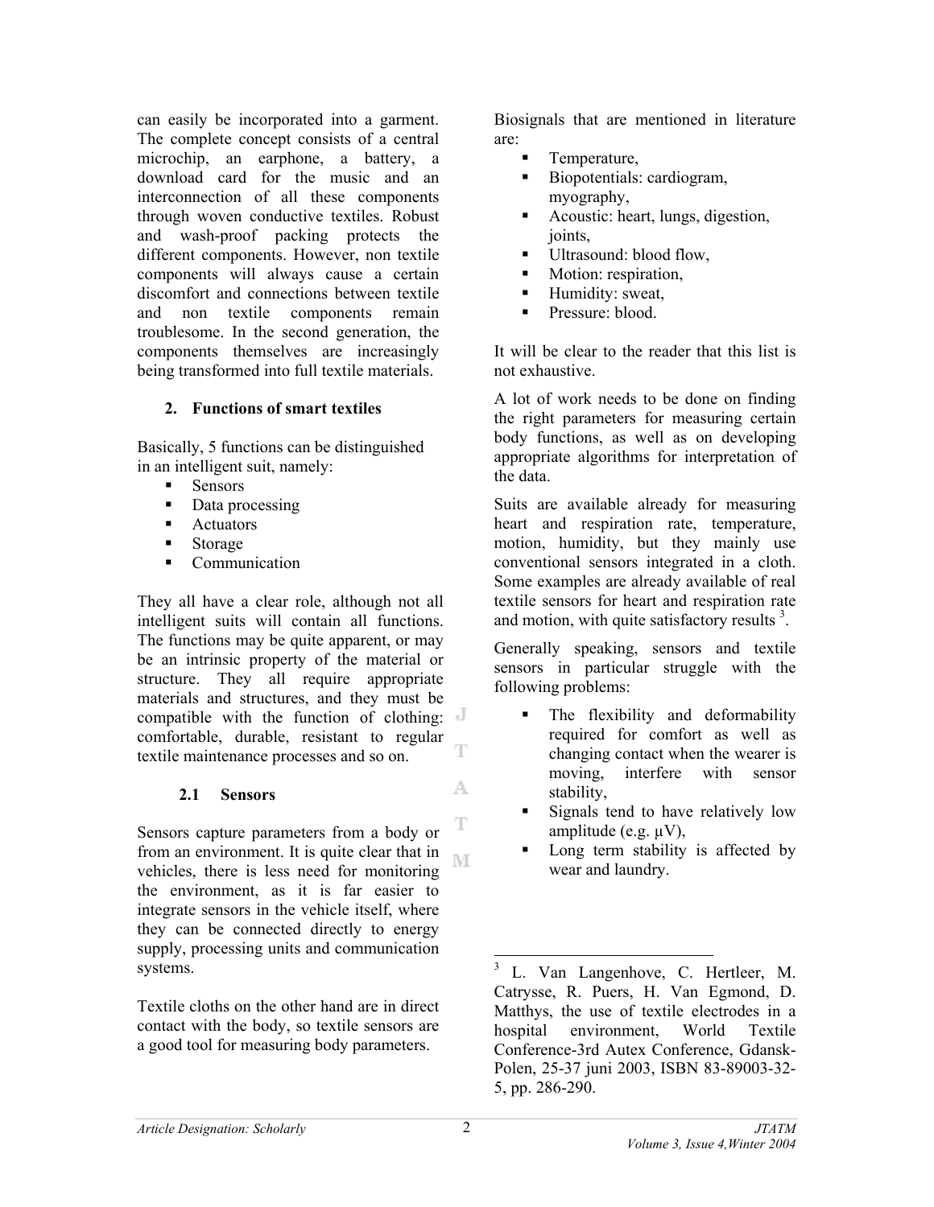can easily be incorporated into a garment. The complete concept consists of a central microchip, an earphone, a battery, a download card for the music and an interconnection of all these components through woven conductive textiles. Robust and wash-proof packing protects the different components. However, non textile components will always cause a certain discomfort and connections between textile and non textile components remain troublesome. In the second generation, the components themselves are increasingly being transformed into full textile materials.

## 2. Functions of smart textiles

Basically, 5 functions can be distinguished in an intelligent suit, namely:

- Sensors
- Data processing
- Actuators
- Storage
- Communication

They all have a clear role, although not all intelligent suits will contain all functions. The functions may be quite apparent, or may be an intrinsic property of the material or structure. They all require appropriate materials and structures, and they must be compatible with the function of clothing: comfortable, durable, resistant to regular textile maintenance processes and so on.

### 2.1 Sensors

Sensors capture parameters from a body or from an environment. It is quite clear that in vehicles, there is less need for monitoring the environment, as it is far easier to integrate sensors in the vehicle itself, where they can be connected directly to energy supply, processing units and communication systems.

Textile cloths on the other hand are in direct contact with the body, so textile sensors are a good tool for measuring body parameters.

Biosignals that are mentioned in literature are:

- Temperature,
- Biopotentials: cardiogram, myography,
- Acoustic: heart, lungs, digestion, joints,
- Ultrasound: blood flow,
- Motion: respiration,
- Humidity: sweat,
- Pressure: blood.

It will be clear to the reader that this list is not exhaustive.

A lot of work needs to be done on finding the right parameters for measuring certain body functions, as well as on developing appropriate algorithms for interpretation of the data.

Suits are available already for measuring heart and respiration rate, temperature, motion, humidity, but they mainly use conventional sensors integrated in a cloth. Some examples are already available of real textile sensors for heart and respiration rate and motion, with quite satisfactory results [3].

Generally speaking, sensors and textile sensors in particular struggle with the following problems:

- The flexibility and deformability required for comfort as well as changing contact when the wearer is moving, interfere with sensor stability,
- Signals tend to have relatively low amplitude (e.g. μV),
- Long term stability is affected by wear and laundry.

[3] L. Van Langenhove, C. Hertleer, M. Catrysse, R. Puers, H. Van Egmond, D. Matthys, the use of textile electrodes in a hospital environment, World Textile Conference-3rd Autex Conference, Gdansk-Polen, 25-37 juni 2003, ISBN 83-89003-32-5, pp. 286-290.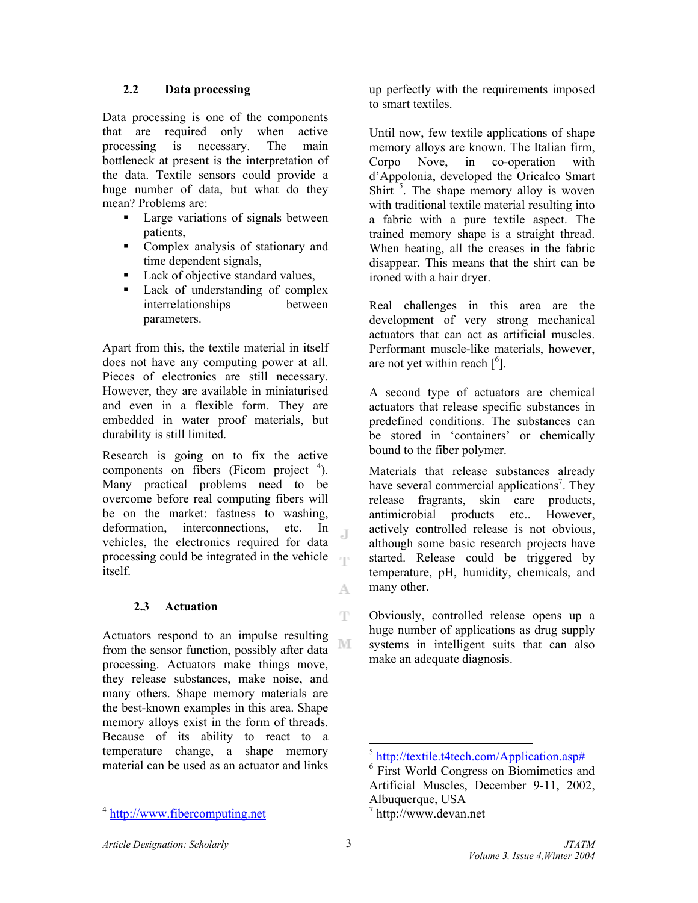### 2.2 Data processing

Data processing is one of the components that are required only when active processing is necessary. The main bottleneck at present is the interpretation of the data. Textile sensors could provide a huge number of data, but what do they mean? Problems are:

- Large variations of signals between patients,
- Complex analysis of stationary and time dependent signals,
- Lack of objective standard values,
- Lack of understanding of complex interrelationships between parameters.

Apart from this, the textile material in itself does not have any computing power at all. Pieces of electronics are still necessary. However, they are available in miniaturised and even in a flexible form. They are embedded in water proof materials, but durability is still limited.

Research is going on to fix the active components on fibers (Ficom project [4]). Many practical problems need to be overcome before real computing fibers will be on the market: fastness to washing, deformation, interconnections, etc. In vehicles, the electronics required for data processing could be integrated in the vehicle itself.

### 2.3 Actuation

Actuators respond to an impulse resulting from the sensor function, possibly after data processing. Actuators make things move, they release substances, make noise, and many others. Shape memory materials are the best-known examples in this area. Shape memory alloys exist in the form of threads. Because of its ability to react to a temperature change, a shape memory material can be used as an actuator and links up perfectly with the requirements imposed to smart textiles.

Until now, few textile applications of shape memory alloys are known. The Italian firm, Corpo Nove, in co-operation with d'Appolonia, developed the Oricalco Smart Shirt [5]. The shape memory alloy is woven with traditional textile material resulting into a fabric with a pure textile aspect. The trained memory shape is a straight thread. When heating, all the creases in the fabric disappear. This means that the shirt can be ironed with a hair dryer.

Real challenges in this area are the development of very strong mechanical actuators that can act as artificial muscles. Performant muscle-like materials, however, are not yet within reach [[6]].

A second type of actuators are chemical actuators that release specific substances in predefined conditions. The substances can be stored in 'containers' or chemically bound to the fiber polymer.

Materials that release substances already have several commercial applications[7]. They release fragrants, skin care products, antimicrobial products etc.. However, actively controlled release is not obvious, although some basic research projects have started. Release could be triggered by temperature, pH, humidity, chemicals, and many other.

Obviously, controlled release opens up a huge number of applications as drug supply systems in intelligent suits that can also make an adequate diagnosis.

---

[4] http://www.fibercomputing.net

[5] http://textile.t4tech.com/Application.asp#

[6] First World Congress on Biomimetics and Artificial Muscles, December 9-11, 2002, Albuquerque, USA

[7] http://www.devan.net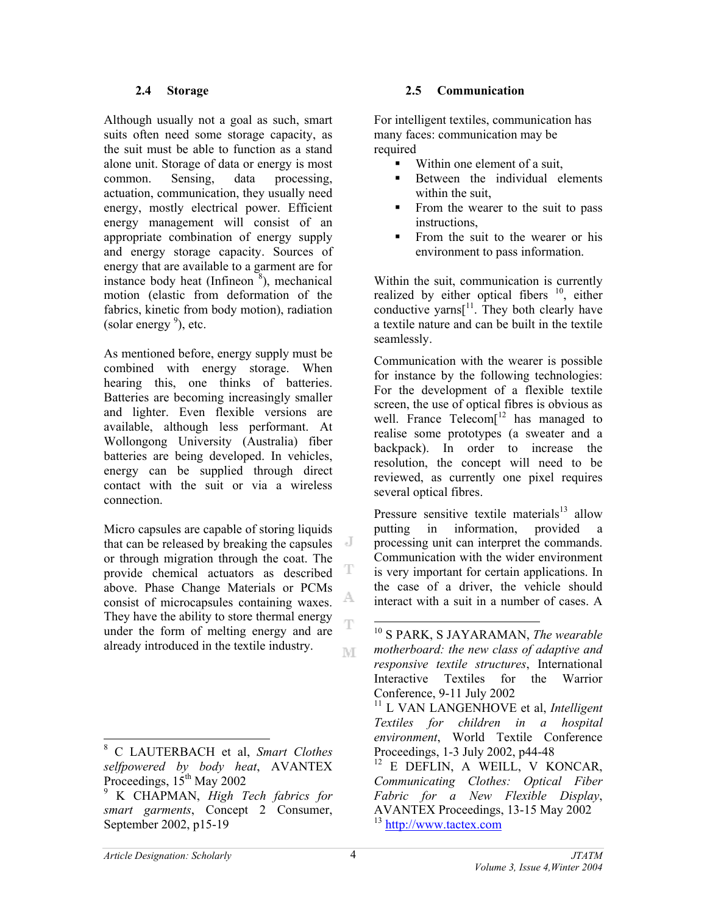### 2.4 Storage

Although usually not a goal as such, smart suits often need some storage capacity, as the suit must be able to function as a stand alone unit. Storage of data or energy is most common. Sensing, data processing, actuation, communication, they usually need energy, mostly electrical power. Efficient energy management will consist of an appropriate combination of energy supply and energy storage capacity. Sources of energy that are available to a garment are for instance body heat (Infineon [8]), mechanical motion (elastic from deformation of the fabrics, kinetic from body motion), radiation (solar energy [9]), etc.

As mentioned before, energy supply must be combined with energy storage. When hearing this, one thinks of batteries. Batteries are becoming increasingly smaller and lighter. Even flexible versions are available, although less performant. At Wollongong University (Australia) fiber batteries are being developed. In vehicles, energy can be supplied through direct contact with the suit or via a wireless connection.

Micro capsules are capable of storing liquids that can be released by breaking the capsules or through migration through the coat. The provide chemical actuators as described above. Phase Change Materials or PCMs consist of microcapsules containing waxes. They have the ability to store thermal energy under the form of melting energy and are already introduced in the textile industry.

### 2.5 Communication

For intelligent textiles, communication has many faces: communication may be required

- Within one element of a suit,
- Between the individual elements within the suit,
- From the wearer to the suit to pass instructions,
- From the suit to the wearer or his environment to pass information.

Within the suit, communication is currently realized by either optical fibers [10], either conductive yarns[[11]. They both clearly have a textile nature and can be built in the textile seamlessly.

Communication with the wearer is possible for instance by the following technologies: For the development of a flexible textile screen, the use of optical fibres is obvious as well. France Telecom[[12] has managed to realise some prototypes (a sweater and a backpack). In order to increase the resolution, the concept will need to be reviewed, as currently one pixel requires several optical fibres.

Pressure sensitive textile materials[13] allow putting in information, provided a processing unit can interpret the commands. Communication with the wider environment is very important for certain applications. In the case of a driver, the vehicle should interact with a suit in a number of cases. A

---

[8] C LAUTERBACH et al, *Smart Clothes selfpowered by body heat*, AVANTEX Proceedings, 15th May 2002

[9] K CHAPMAN, *High Tech fabrics for smart garments*, Concept 2 Consumer, September 2002, p15-19

[10] S PARK, S JAYARAMAN, *The wearable motherboard: the new class of adaptive and responsive textile structures*, International Interactive Textiles for the Warrior Conference, 9-11 July 2002

[11] L VAN LANGENHOVE et al, *Intelligent Textiles for children in a hospital environment*, World Textile Conference Proceedings, 1-3 July 2002, p44-48

[12] E DEFLIN, A WEILL, V KONCAR, *Communicating Clothes: Optical Fiber Fabric for a New Flexible Display*, AVANTEX Proceedings, 13-15 May 2002

[13] http://www.tactex.com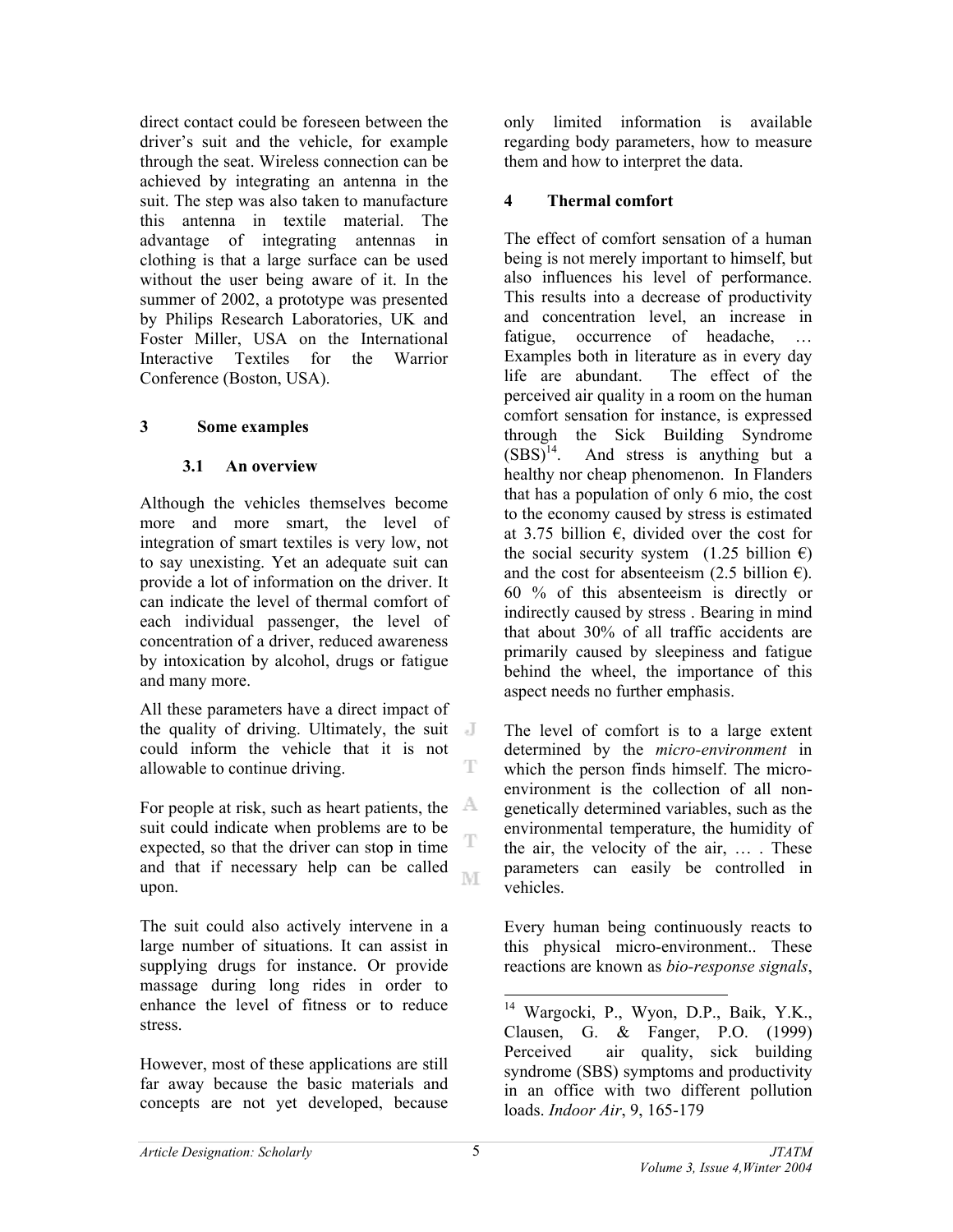direct contact could be foreseen between the driver's suit and the vehicle, for example through the seat. Wireless connection can be achieved by integrating an antenna in the suit. The step was also taken to manufacture this antenna in textile material. The advantage of integrating antennas in clothing is that a large surface can be used without the user being aware of it. In the summer of 2002, a prototype was presented by Philips Research Laboratories, UK and Foster Miller, USA on the International Interactive Textiles for the Warrior Conference (Boston, USA).

## 3 Some examples

### 3.1 An overview

Although the vehicles themselves become more and more smart, the level of integration of smart textiles is very low, not to say unexisting. Yet an adequate suit can provide a lot of information on the driver. It can indicate the level of thermal comfort of each individual passenger, the level of concentration of a driver, reduced awareness by intoxication by alcohol, drugs or fatigue and many more.

All these parameters have a direct impact of the quality of driving. Ultimately, the suit could inform the vehicle that it is not allowable to continue driving.

For people at risk, such as heart patients, the suit could indicate when problems are to be expected, so that the driver can stop in time and that if necessary help can be called upon.

The suit could also actively intervene in a large number of situations. It can assist in supplying drugs for instance. Or provide massage during long rides in order to enhance the level of fitness or to reduce stress.

However, most of these applications are still far away because the basic materials and concepts are not yet developed, because only limited information is available regarding body parameters, how to measure them and how to interpret the data.

## 4 Thermal comfort

The effect of comfort sensation of a human being is not merely important to himself, but also influences his level of performance. This results into a decrease of productivity and concentration level, an increase in fatigue, occurrence of headache, … Examples both in literature as in every day life are abundant. The effect of the perceived air quality in a room on the human comfort sensation for instance, is expressed through the Sick Building Syndrome (SBS)[14]. And stress is anything but a healthy nor cheap phenomenon. In Flanders that has a population of only 6 mio, the cost to the economy caused by stress is estimated at 3.75 billion €, divided over the cost for the social security system (1.25 billion €) and the cost for absenteeism (2.5 billion €). 60 % of this absenteeism is directly or indirectly caused by stress . Bearing in mind that about 30% of all traffic accidents are primarily caused by sleepiness and fatigue behind the wheel, the importance of this aspect needs no further emphasis.

The level of comfort is to a large extent determined by the *micro-environment* in which the person finds himself. The micro-environment is the collection of all non-genetically determined variables, such as the environmental temperature, the humidity of the air, the velocity of the air, … . These parameters can easily be controlled in vehicles.

Every human being continuously reacts to this physical micro-environment.. These reactions are known as *bio-response signals*,

---

[14] Wargocki, P., Wyon, D.P., Baik, Y.K., Clausen, G. & Fanger, P.O. (1999) Perceived air quality, sick building syndrome (SBS) symptoms and productivity in an office with two different pollution loads. *Indoor Air*, 9, 165-179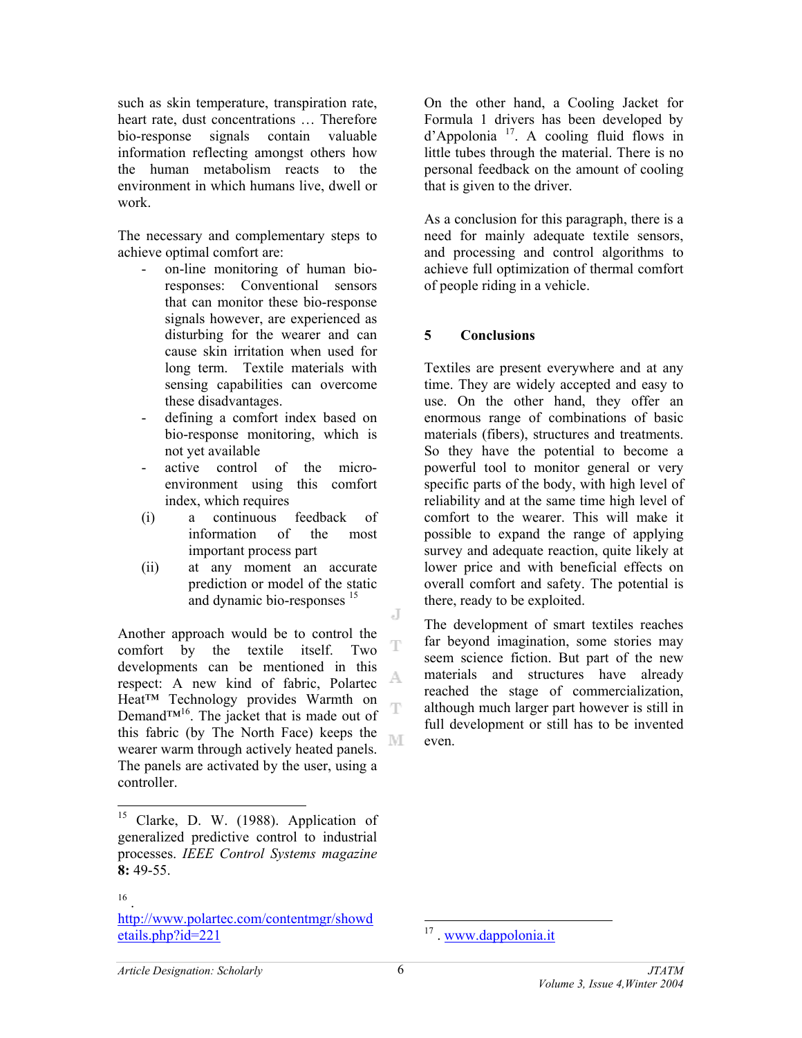such as skin temperature, transpiration rate, heart rate, dust concentrations … Therefore bio-response signals contain valuable information reflecting amongst others how the human metabolism reacts to the environment in which humans live, dwell or work.

The necessary and complementary steps to achieve optimal comfort are:

- on-line monitoring of human bio-responses: Conventional sensors that can monitor these bio-response signals however, are experienced as disturbing for the wearer and can cause skin irritation when used for long term. Textile materials with sensing capabilities can overcome these disadvantages.
- defining a comfort index based on bio-response monitoring, which is not yet available
- active control of the micro-environment using this comfort index, which requires
  - (i) a continuous feedback of information of the most important process part
  - (ii) at any moment an accurate prediction or model of the static and dynamic bio-responses [15]

Another approach would be to control the comfort by the textile itself. Two developments can be mentioned in this respect: A new kind of fabric, Polartec Heat™ Technology provides Warmth on Demand™[16]. The jacket that is made out of this fabric (by The North Face) keeps the wearer warm through actively heated panels. The panels are activated by the user, using a controller.

On the other hand, a Cooling Jacket for Formula 1 drivers has been developed by d'Appolonia [17]. A cooling fluid flows in little tubes through the material. There is no personal feedback on the amount of cooling that is given to the driver.

As a conclusion for this paragraph, there is a need for mainly adequate textile sensors, and processing and control algorithms to achieve full optimization of thermal comfort of people riding in a vehicle.

## 5 Conclusions

Textiles are present everywhere and at any time. They are widely accepted and easy to use. On the other hand, they offer an enormous range of combinations of basic materials (fibers), structures and treatments. So they have the potential to become a powerful tool to monitor general or very specific parts of the body, with high level of reliability and at the same time high level of comfort to the wearer. This will make it possible to expand the range of applying survey and adequate reaction, quite likely at lower price and with beneficial effects on overall comfort and safety. The potential is there, ready to be exploited.

The development of smart textiles reaches far beyond imagination, some stories may seem science fiction. But part of the new materials and structures have already reached the stage of commercialization, although much larger part however is still in full development or still has to be invented even.

---

[15] Clarke, D. W. (1988). Application of generalized predictive control to industrial processes. *IEEE Control Systems magazine* **8:** 49-55.

[16] . http://www.polartec.com/contentmgr/showdetails.php?id=221

[17] . www.dappolonia.it